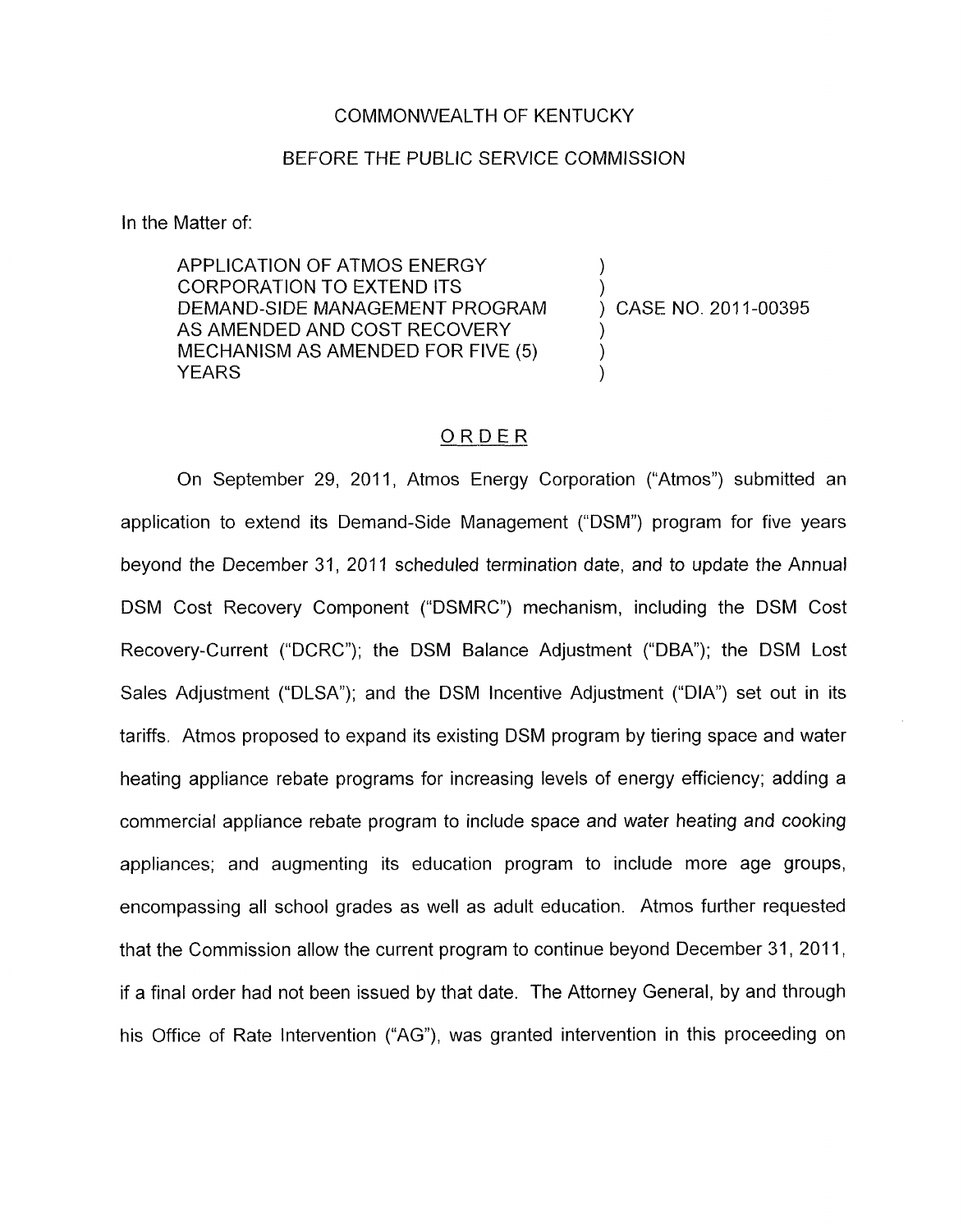COMMONWEALTH OF KENTUCKY

BEFORE THE PUBLIC SERVICE COMMISSION

In the Matter of:

| | | |
|---|---|---|
| APPLICATION OF ATMOS ENERGY CORPORATION TO EXTEND ITS DEMAND-SIDE MANAGEMENT PROGRAM AS AMENDED AND COST RECOVERY MECHANISM AS AMENDED FOR FIVE (5) YEARS | ) ) ) ) ) ) | CASE NO. 2011-00395 |

## ORDER

On September 29, 2011, Atmos Energy Corporation ("Atmos") submitted an application to extend its Demand-Side Management ("DSM") program for five years beyond the December 31, 2011 scheduled termination date, and to update the Annual DSM Cost Recovery Component ("DSMRC") mechanism, including the DSM Cost Recovery-Current ("DCRC"); the DSM Balance Adjustment ("DBA"); the DSM Lost Sales Adjustment ("DLSA"); and the DSM Incentive Adjustment ("DIA") set out in its tariffs. Atmos proposed to expand its existing DSM program by tiering space and water heating appliance rebate programs for increasing levels of energy efficiency; adding a commercial appliance rebate program to include space and water heating and cooking appliances; and augmenting its education program to include more age groups, encompassing all school grades as well as adult education. Atmos further requested that the Commission allow the current program to continue beyond December 31, 2011, if a final order had not been issued by that date. The Attorney General, by and through his Office of Rate Intervention ("AG"), was granted intervention in this proceeding on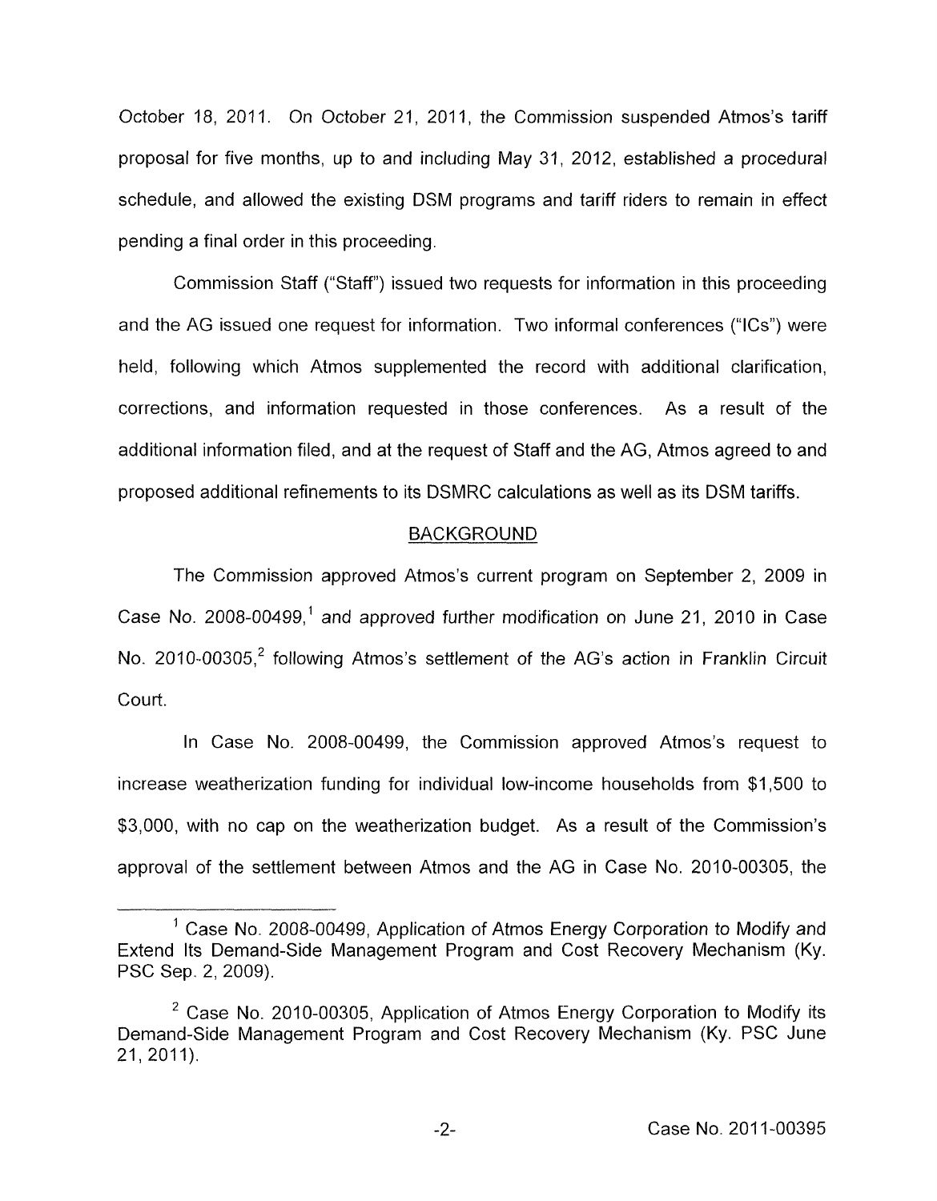October 18, 2011. On October 21, 2011, the Commission suspended Atmos's tariff proposal for five months, up to and including May 31, 2012, established a procedural schedule, and allowed the existing DSM programs and tariff riders to remain in effect pending a final order in this proceeding.

Commission Staff ("Staff") issued two requests for information in this proceeding and the AG issued one request for information. Two informal conferences ("ICs") were held, following which Atmos supplemented the record with additional clarification, corrections, and information requested in those conferences. As a result of the additional information filed, and at the request of Staff and the AG, Atmos agreed to and proposed additional refinements to its DSMRC calculations as well as its DSM tariffs.

## BACKGROUND

The Commission approved Atmos's current program on September 2, 2009 in Case No. 2008-00499,[1] and approved further modification on June 21, 2010 in Case No. 2010-00305,[2] following Atmos's settlement of the AG's action in Franklin Circuit Court.

In Case No. 2008-00499, the Commission approved Atmos's request to increase weatherization funding for individual low-income households from $1,500 to $3,000, with no cap on the weatherization budget. As a result of the Commission's approval of the settlement between Atmos and the AG in Case No. 2010-00305, the

---

[1] Case No. 2008-00499, Application of Atmos Energy Corporation to Modify and Extend Its Demand-Side Management Program and Cost Recovery Mechanism (Ky. PSC Sep. 2, 2009).

[2] Case No. 2010-00305, Application of Atmos Energy Corporation to Modify its Demand-Side Management Program and Cost Recovery Mechanism (Ky. PSC June 21, 2011).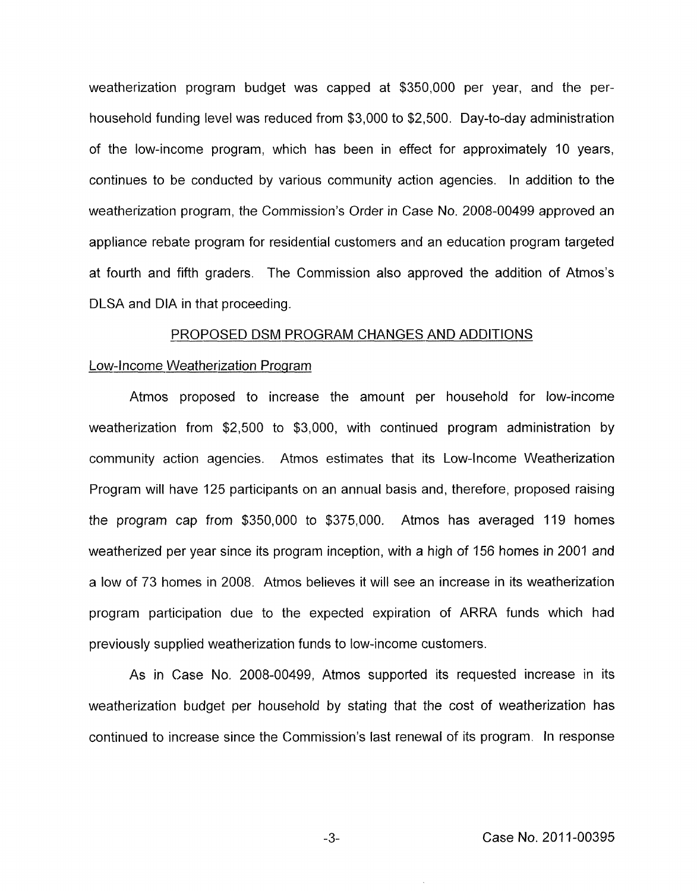weatherization program budget was capped at $350,000 per year, and the per-household funding level was reduced from $3,000 to $2,500. Day-to-day administration of the low-income program, which has been in effect for approximately 10 years, continues to be conducted by various community action agencies. In addition to the weatherization program, the Commission's Order in Case No. 2008-00499 approved an appliance rebate program for residential customers and an education program targeted at fourth and fifth graders. The Commission also approved the addition of Atmos's DLSA and DIA in that proceeding.

## PROPOSED DSM PROGRAM CHANGES AND ADDITIONS

### Low-Income Weatherization Program

Atmos proposed to increase the amount per household for low-income weatherization from $2,500 to $3,000, with continued program administration by community action agencies. Atmos estimates that its Low-Income Weatherization Program will have 125 participants on an annual basis and, therefore, proposed raising the program cap from $350,000 to $375,000. Atmos has averaged 119 homes weatherized per year since its program inception, with a high of 156 homes in 2001 and a low of 73 homes in 2008. Atmos believes it will see an increase in its weatherization program participation due to the expected expiration of ARRA funds which had previously supplied weatherization funds to low-income customers.

As in Case No. 2008-00499, Atmos supported its requested increase in its weatherization budget per household by stating that the cost of weatherization has continued to increase since the Commission's last renewal of its program. In response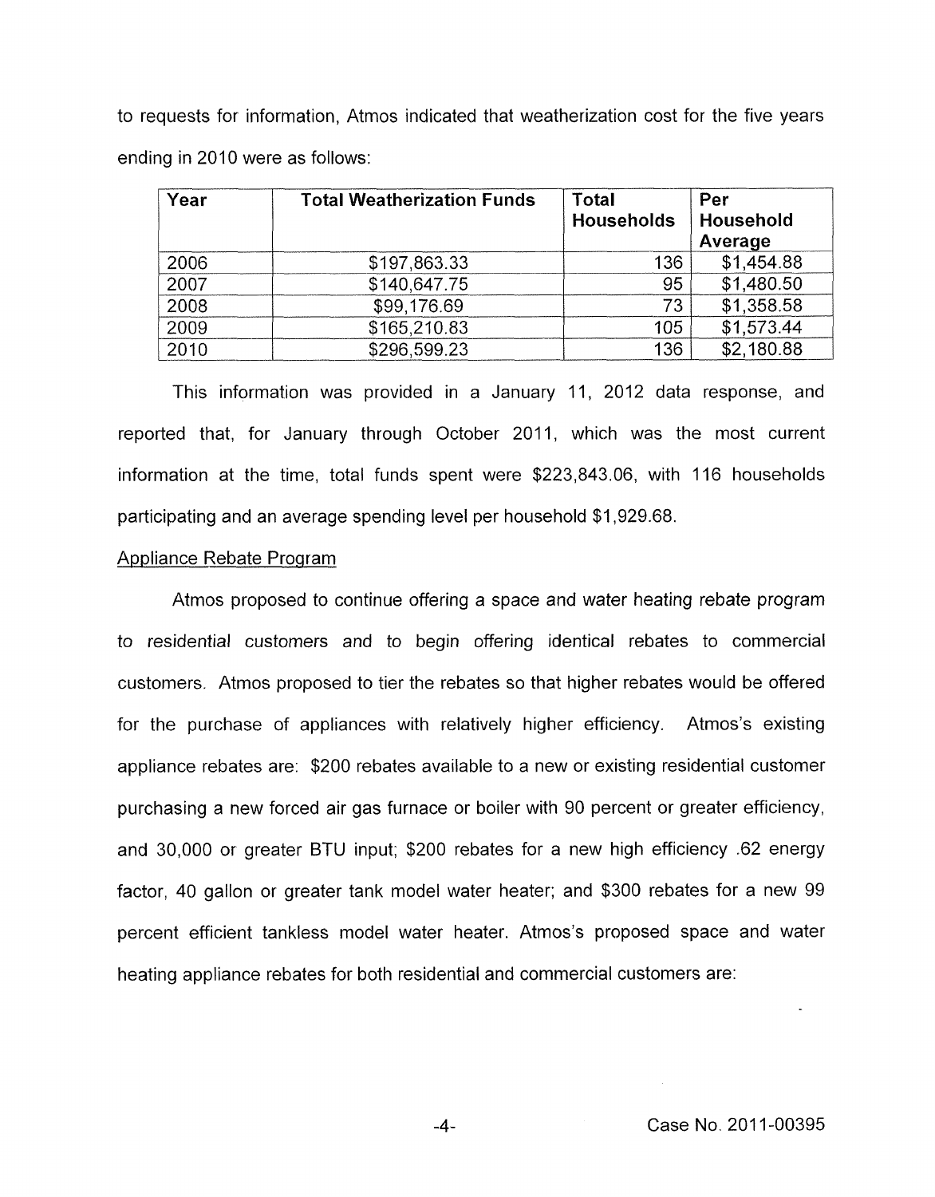to requests for information, Atmos indicated that weatherization cost for the five years ending in 2010 were as follows:

| Year | Total Weatherization Funds | Total Households | Per Household Average |
|---|---|---|---|
| 2006 | $197,863.33 | 136 | $1,454.88 |
| 2007 | $140,647.75 | 95 | $1,480.50 |
| 2008 | $99,176.69 | 73 | $1,358.58 |
| 2009 | $165,210.83 | 105 | $1,573.44 |
| 2010 | $296,599.23 | 136 | $2,180.88 |

This information was provided in a January 11, 2012 data response, and reported that, for January through October 2011, which was the most current information at the time, total funds spent were $223,843.06, with 116 households participating and an average spending level per household $1,929.68.

Appliance Rebate Program

Atmos proposed to continue offering a space and water heating rebate program to residential customers and to begin offering identical rebates to commercial customers. Atmos proposed to tier the rebates so that higher rebates would be offered for the purchase of appliances with relatively higher efficiency. Atmos's existing appliance rebates are: $200 rebates available to a new or existing residential customer purchasing a new forced air gas furnace or boiler with 90 percent or greater efficiency, and 30,000 or greater BTU input; $200 rebates for a new high efficiency .62 energy factor, 40 gallon or greater tank model water heater; and $300 rebates for a new 99 percent efficient tankless model water heater. Atmos's proposed space and water heating appliance rebates for both residential and commercial customers are: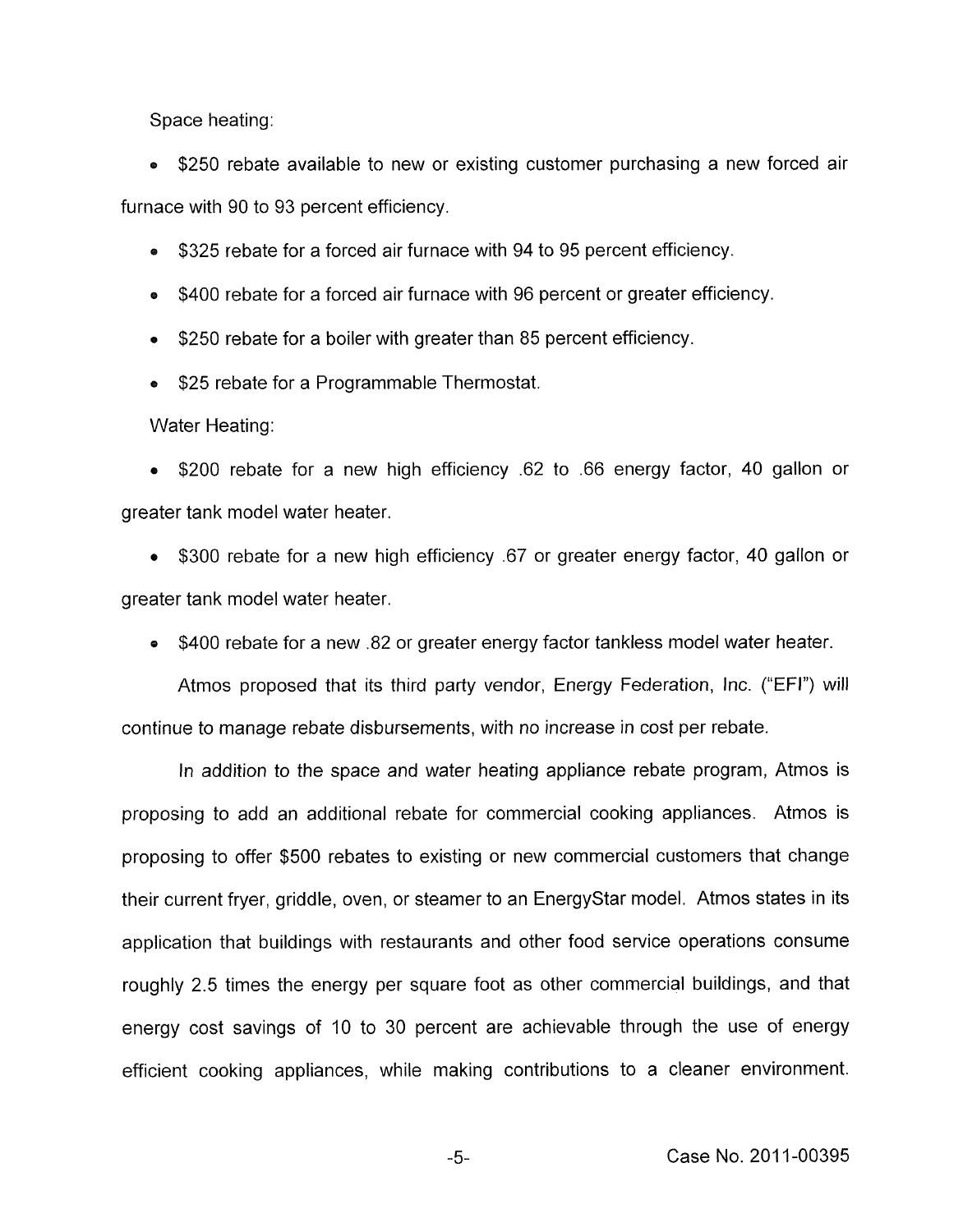Space heating:

- \$250 rebate available to new or existing customer purchasing a new forced air furnace with 90 to 93 percent efficiency.
- \$325 rebate for a forced air furnace with 94 to 95 percent efficiency.
- \$400 rebate for a forced air furnace with 96 percent or greater efficiency.
- \$250 rebate for a boiler with greater than 85 percent efficiency.
- \$25 rebate for a Programmable Thermostat.

Water Heating:

- \$200 rebate for a new high efficiency .62 to .66 energy factor, 40 gallon or greater tank model water heater.
- \$300 rebate for a new high efficiency .67 or greater energy factor, 40 gallon or greater tank model water heater.
- \$400 rebate for a new .82 or greater energy factor tankless model water heater.

Atmos proposed that its third party vendor, Energy Federation, Inc. ("EFI") will continue to manage rebate disbursements, with no increase in cost per rebate.

In addition to the space and water heating appliance rebate program, Atmos is proposing to add an additional rebate for commercial cooking appliances. Atmos is proposing to offer \$500 rebates to existing or new commercial customers that change their current fryer, griddle, oven, or steamer to an EnergyStar model. Atmos states in its application that buildings with restaurants and other food service operations consume roughly 2.5 times the energy per square foot as other commercial buildings, and that energy cost savings of 10 to 30 percent are achievable through the use of energy efficient cooking appliances, while making contributions to a cleaner environment.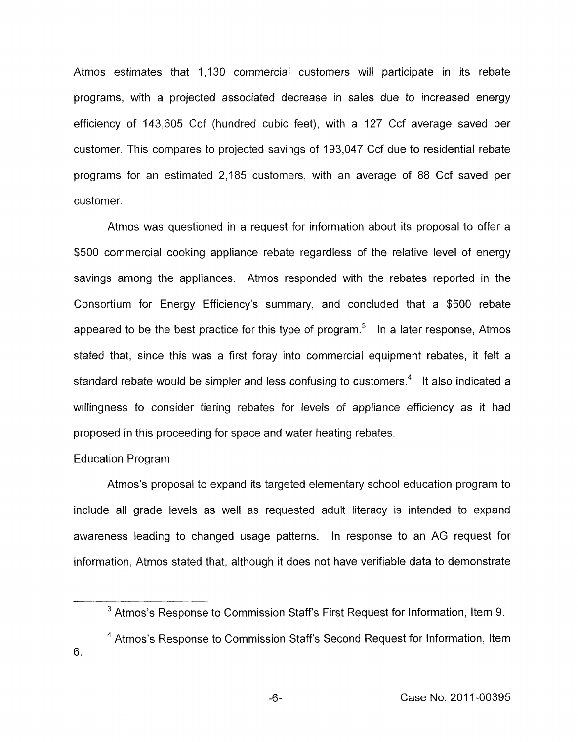Atmos estimates that 1,130 commercial customers will participate in its rebate programs, with a projected associated decrease in sales due to increased energy efficiency of 143,605 Ccf (hundred cubic feet), with a 127 Ccf average saved per customer. This compares to projected savings of 193,047 Ccf due to residential rebate programs for an estimated 2,185 customers, with an average of 88 Ccf saved per customer.

Atmos was questioned in a request for information about its proposal to offer a $500 commercial cooking appliance rebate regardless of the relative level of energy savings among the appliances. Atmos responded with the rebates reported in the Consortium for Energy Efficiency's summary, and concluded that a $500 rebate appeared to be the best practice for this type of program.[3] In a later response, Atmos stated that, since this was a first foray into commercial equipment rebates, it felt a standard rebate would be simpler and less confusing to customers.[4] It also indicated a willingness to consider tiering rebates for levels of appliance efficiency as it had proposed in this proceeding for space and water heating rebates.

Education Program

Atmos's proposal to expand its targeted elementary school education program to include all grade levels as well as requested adult literacy is intended to expand awareness leading to changed usage patterns. In response to an AG request for information, Atmos stated that, although it does not have verifiable data to demonstrate

---

[3] Atmos's Response to Commission Staff's First Request for Information, Item 9.

[4] Atmos's Response to Commission Staff's Second Request for Information, Item 6.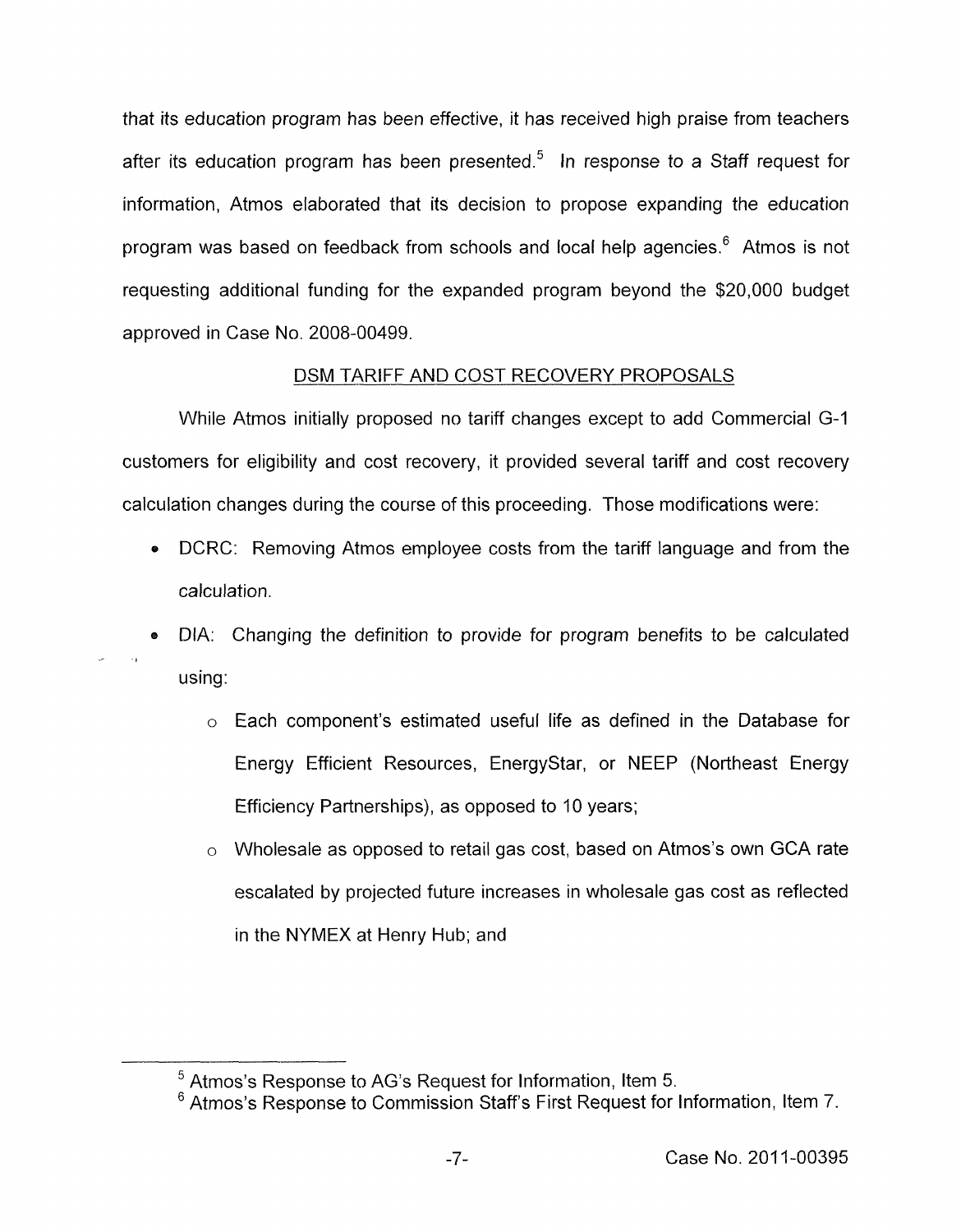that its education program has been effective, it has received high praise from teachers after its education program has been presented.[5] In response to a Staff request for information, Atmos elaborated that its decision to propose expanding the education program was based on feedback from schools and local help agencies.[6] Atmos is not requesting additional funding for the expanded program beyond the $20,000 budget approved in Case No. 2008-00499.

## DSM TARIFF AND COST RECOVERY PROPOSALS

While Atmos initially proposed no tariff changes except to add Commercial G-1 customers for eligibility and cost recovery, it provided several tariff and cost recovery calculation changes during the course of this proceeding. Those modifications were:

- DCRC: Removing Atmos employee costs from the tariff language and from the calculation.
- DIA: Changing the definition to provide for program benefits to be calculated using:
    - Each component's estimated useful life as defined in the Database for Energy Efficient Resources, EnergyStar, or NEEP (Northeast Energy Efficiency Partnerships), as opposed to 10 years;
    - Wholesale as opposed to retail gas cost, based on Atmos's own GCA rate escalated by projected future increases in wholesale gas cost as reflected in the NYMEX at Henry Hub; and

---

[5] Atmos's Response to AG's Request for Information, Item 5.

[6] Atmos's Response to Commission Staff's First Request for Information, Item 7.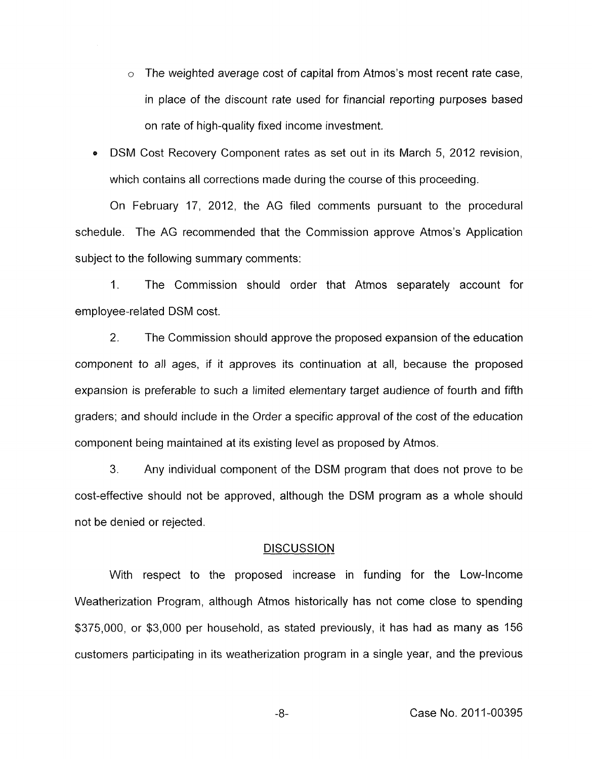- The weighted average cost of capital from Atmos's most recent rate case, in place of the discount rate used for financial reporting purposes based on rate of high-quality fixed income investment.
- DSM Cost Recovery Component rates as set out in its March 5, 2012 revision, which contains all corrections made during the course of this proceeding.

On February 17, 2012, the AG filed comments pursuant to the procedural schedule. The AG recommended that the Commission approve Atmos's Application subject to the following summary comments:

1. The Commission should order that Atmos separately account for employee-related DSM cost.

2. The Commission should approve the proposed expansion of the education component to all ages, if it approves its continuation at all, because the proposed expansion is preferable to such a limited elementary target audience of fourth and fifth graders; and should include in the Order a specific approval of the cost of the education component being maintained at its existing level as proposed by Atmos.

3. Any individual component of the DSM program that does not prove to be cost-effective should not be approved, although the DSM program as a whole should not be denied or rejected.

## DISCUSSION

With respect to the proposed increase in funding for the Low-Income Weatherization Program, although Atmos historically has not come close to spending $375,000, or $3,000 per household, as stated previously, it has had as many as 156 customers participating in its weatherization program in a single year, and the previous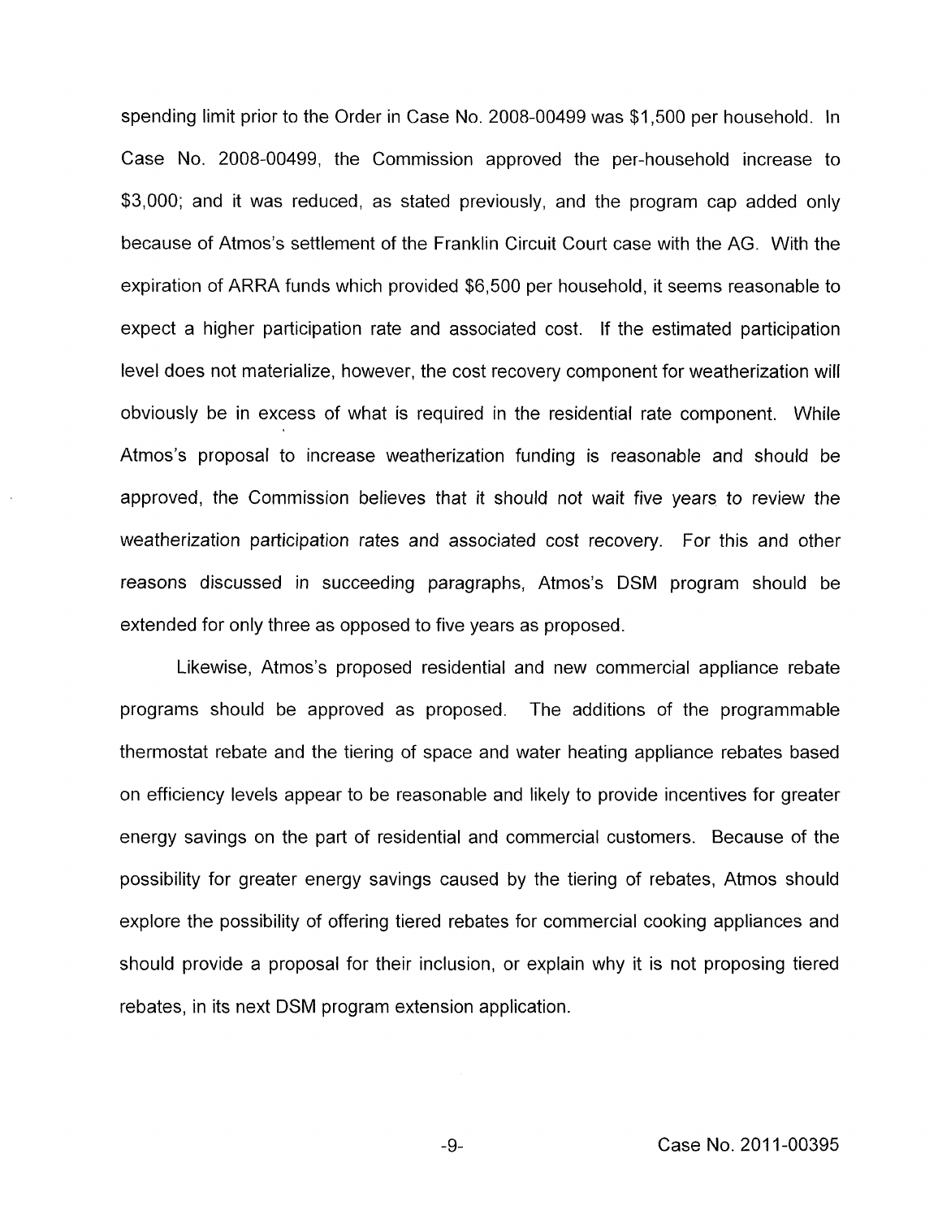spending limit prior to the Order in Case No. 2008-00499 was $1,500 per household. In Case No. 2008-00499, the Commission approved the per-household increase to $3,000; and it was reduced, as stated previously, and the program cap added only because of Atmos's settlement of the Franklin Circuit Court case with the AG. With the expiration of ARRA funds which provided $6,500 per household, it seems reasonable to expect a higher participation rate and associated cost. If the estimated participation level does not materialize, however, the cost recovery component for weatherization will obviously be in excess of what is required in the residential rate component. While Atmos's proposal to increase weatherization funding is reasonable and should be approved, the Commission believes that it should not wait five years to review the weatherization participation rates and associated cost recovery. For this and other reasons discussed in succeeding paragraphs, Atmos's DSM program should be extended for only three as opposed to five years as proposed.

Likewise, Atmos's proposed residential and new commercial appliance rebate programs should be approved as proposed. The additions of the programmable thermostat rebate and the tiering of space and water heating appliance rebates based on efficiency levels appear to be reasonable and likely to provide incentives for greater energy savings on the part of residential and commercial customers. Because of the possibility for greater energy savings caused by the tiering of rebates, Atmos should explore the possibility of offering tiered rebates for commercial cooking appliances and should provide a proposal for their inclusion, or explain why it is not proposing tiered rebates, in its next DSM program extension application.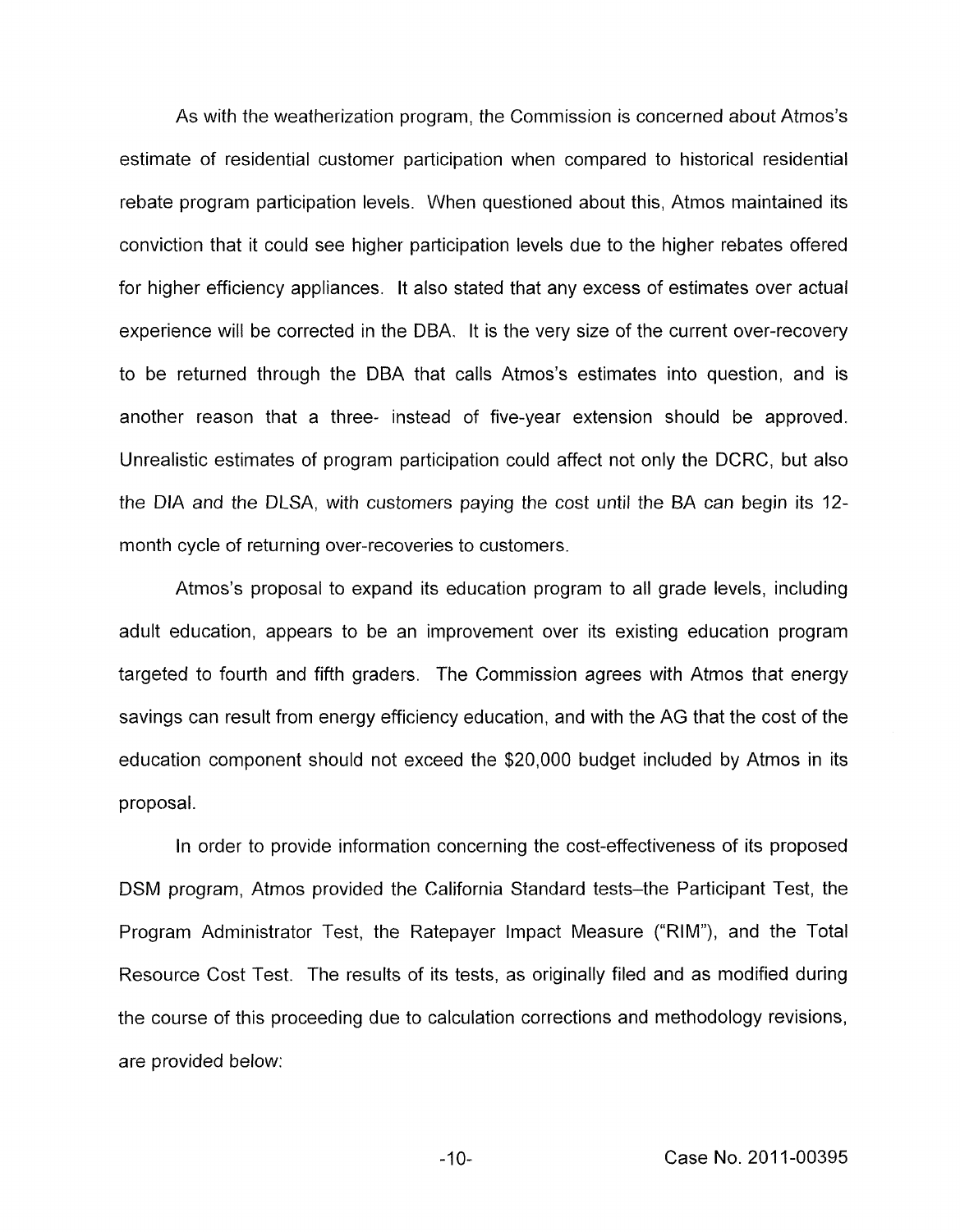As with the weatherization program, the Commission is concerned about Atmos's estimate of residential customer participation when compared to historical residential rebate program participation levels. When questioned about this, Atmos maintained its conviction that it could see higher participation levels due to the higher rebates offered for higher efficiency appliances. It also stated that any excess of estimates over actual experience will be corrected in the DBA. It is the very size of the current over-recovery to be returned through the DBA that calls Atmos's estimates into question, and is another reason that a three- instead of five-year extension should be approved. Unrealistic estimates of program participation could affect not only the DCRC, but also the DIA and the DLSA, with customers paying the cost until the BA can begin its 12-month cycle of returning over-recoveries to customers.

Atmos's proposal to expand its education program to all grade levels, including adult education, appears to be an improvement over its existing education program targeted to fourth and fifth graders. The Commission agrees with Atmos that energy savings can result from energy efficiency education, and with the AG that the cost of the education component should not exceed the $20,000 budget included by Atmos in its proposal.

In order to provide information concerning the cost-effectiveness of its proposed DSM program, Atmos provided the California Standard tests–the Participant Test, the Program Administrator Test, the Ratepayer Impact Measure ("RIM"), and the Total Resource Cost Test. The results of its tests, as originally filed and as modified during the course of this proceeding due to calculation corrections and methodology revisions, are provided below: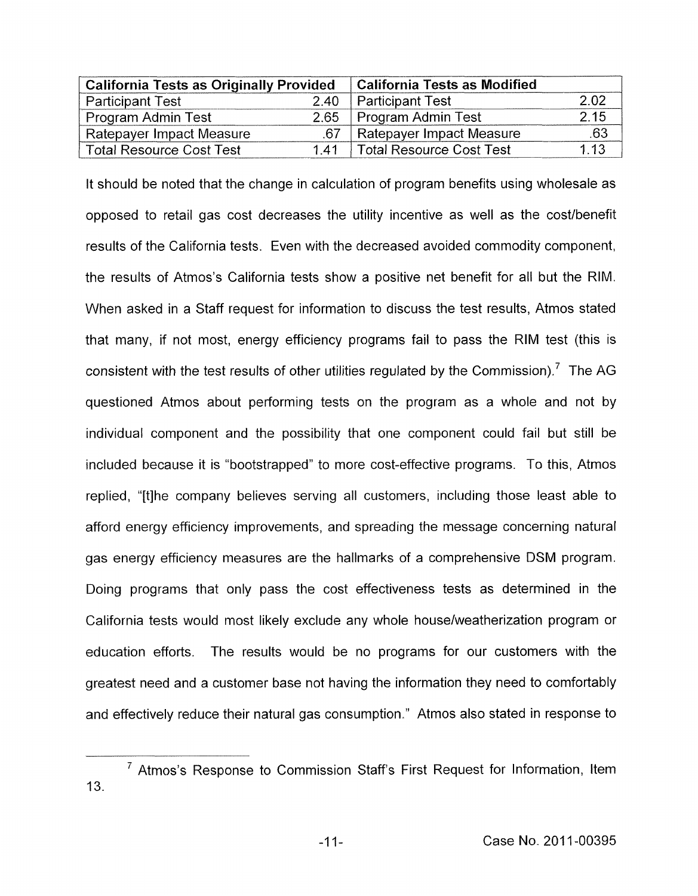| California Tests as Originally Provided | | California Tests as Modified | |
|---|---|---|---|
| Participant Test | 2.40 | Participant Test | 2.02 |
| Program Admin Test | 2.65 | Program Admin Test | 2.15 |
| Ratepayer Impact Measure | .67 | Ratepayer Impact Measure | .63 |
| Total Resource Cost Test | 1.41 | Total Resource Cost Test | 1.13 |

It should be noted that the change in calculation of program benefits using wholesale as opposed to retail gas cost decreases the utility incentive as well as the cost/benefit results of the California tests. Even with the decreased avoided commodity component, the results of Atmos's California tests show a positive net benefit for all but the RIM. When asked in a Staff request for information to discuss the test results, Atmos stated that many, if not most, energy efficiency programs fail to pass the RIM test (this is consistent with the test results of other utilities regulated by the Commission).[7] The AG questioned Atmos about performing tests on the program as a whole and not by individual component and the possibility that one component could fail but still be included because it is "bootstrapped" to more cost-effective programs. To this, Atmos replied, "[t]he company believes serving all customers, including those least able to afford energy efficiency improvements, and spreading the message concerning natural gas energy efficiency measures are the hallmarks of a comprehensive DSM program. Doing programs that only pass the cost effectiveness tests as determined in the California tests would most likely exclude any whole house/weatherization program or education efforts. The results would be no programs for our customers with the greatest need and a customer base not having the information they need to comfortably and effectively reduce their natural gas consumption." Atmos also stated in response to

[7] Atmos's Response to Commission Staff's First Request for Information, Item 13.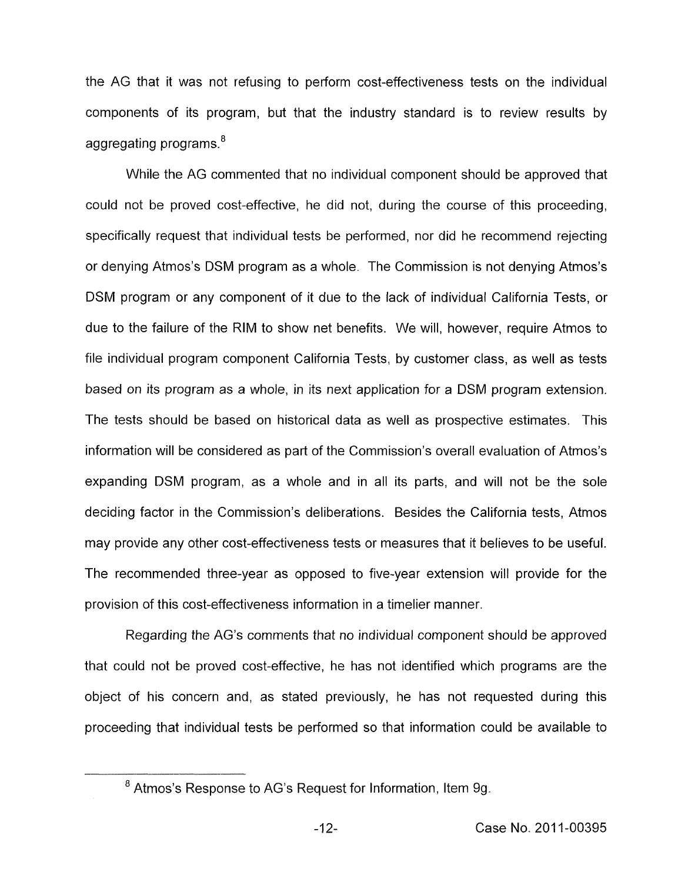the AG that it was not refusing to perform cost-effectiveness tests on the individual components of its program, but that the industry standard is to review results by aggregating programs.[8]

While the AG commented that no individual component should be approved that could not be proved cost-effective, he did not, during the course of this proceeding, specifically request that individual tests be performed, nor did he recommend rejecting or denying Atmos's DSM program as a whole. The Commission is not denying Atmos's DSM program or any component of it due to the lack of individual California Tests, or due to the failure of the RIM to show net benefits. We will, however, require Atmos to file individual program component California Tests, by customer class, as well as tests based on its program as a whole, in its next application for a DSM program extension. The tests should be based on historical data as well as prospective estimates. This information will be considered as part of the Commission's overall evaluation of Atmos's expanding DSM program, as a whole and in all its parts, and will not be the sole deciding factor in the Commission's deliberations. Besides the California tests, Atmos may provide any other cost-effectiveness tests or measures that it believes to be useful. The recommended three-year as opposed to five-year extension will provide for the provision of this cost-effectiveness information in a timelier manner.

Regarding the AG's comments that no individual component should be approved that could not be proved cost-effective, he has not identified which programs are the object of his concern and, as stated previously, he has not requested during this proceeding that individual tests be performed so that information could be available to

[8] Atmos's Response to AG's Request for Information, Item 9g.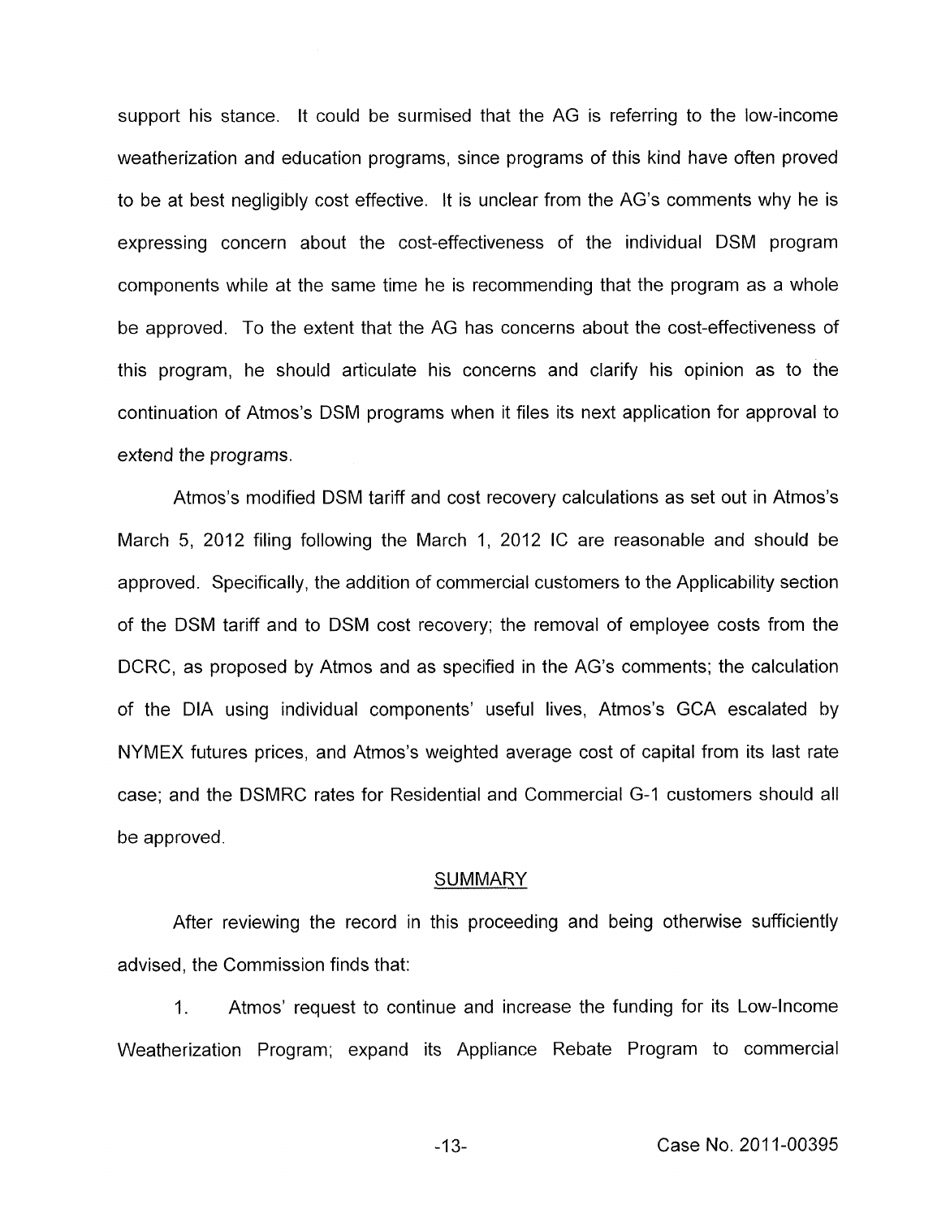support his stance. It could be surmised that the AG is referring to the low-income weatherization and education programs, since programs of this kind have often proved to be at best negligibly cost effective. It is unclear from the AG's comments why he is expressing concern about the cost-effectiveness of the individual DSM program components while at the same time he is recommending that the program as a whole be approved. To the extent that the AG has concerns about the cost-effectiveness of this program, he should articulate his concerns and clarify his opinion as to the continuation of Atmos's DSM programs when it files its next application for approval to extend the programs.

Atmos's modified DSM tariff and cost recovery calculations as set out in Atmos's March 5, 2012 filing following the March 1, 2012 IC are reasonable and should be approved. Specifically, the addition of commercial customers to the Applicability section of the DSM tariff and to DSM cost recovery; the removal of employee costs from the DCRC, as proposed by Atmos and as specified in the AG's comments; the calculation of the DIA using individual components' useful lives, Atmos's GCA escalated by NYMEX futures prices, and Atmos's weighted average cost of capital from its last rate case; and the DSMRC rates for Residential and Commercial G-1 customers should all be approved.

## SUMMARY

After reviewing the record in this proceeding and being otherwise sufficiently advised, the Commission finds that:

1. Atmos' request to continue and increase the funding for its Low-Income Weatherization Program; expand its Appliance Rebate Program to commercial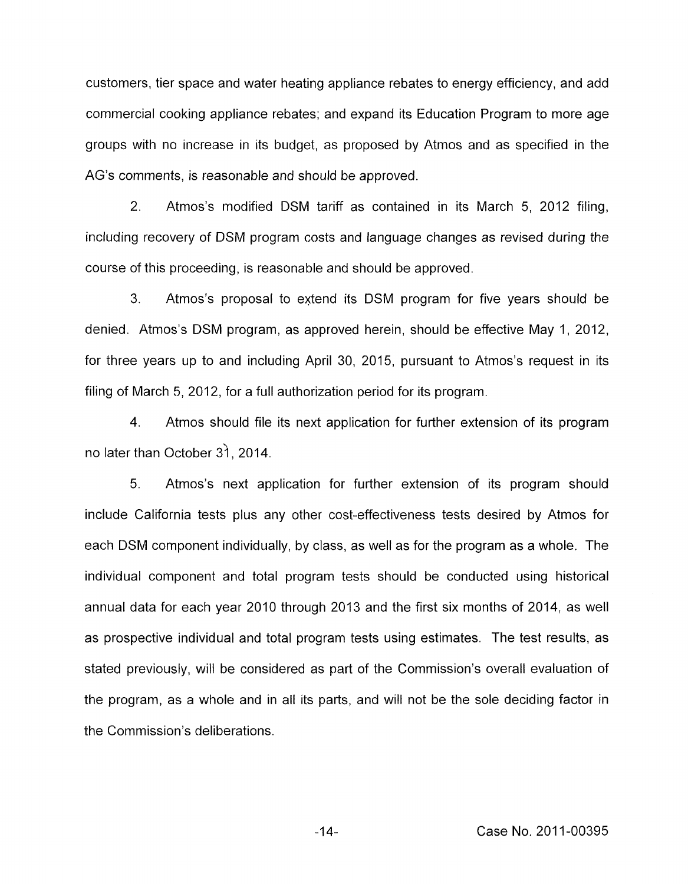customers, tier space and water heating appliance rebates to energy efficiency, and add commercial cooking appliance rebates; and expand its Education Program to more age groups with no increase in its budget, as proposed by Atmos and as specified in the AG's comments, is reasonable and should be approved.

2. Atmos's modified DSM tariff as contained in its March 5, 2012 filing, including recovery of DSM program costs and language changes as revised during the course of this proceeding, is reasonable and should be approved.

3. Atmos's proposal to extend its DSM program for five years should be denied. Atmos's DSM program, as approved herein, should be effective May 1, 2012, for three years up to and including April 30, 2015, pursuant to Atmos's request in its filing of March 5, 2012, for a full authorization period for its program.

4. Atmos should file its next application for further extension of its program no later than October 31, 2014.

5. Atmos's next application for further extension of its program should include California tests plus any other cost-effectiveness tests desired by Atmos for each DSM component individually, by class, as well as for the program as a whole. The individual component and total program tests should be conducted using historical annual data for each year 2010 through 2013 and the first six months of 2014, as well as prospective individual and total program tests using estimates. The test results, as stated previously, will be considered as part of the Commission's overall evaluation of the program, as a whole and in all its parts, and will not be the sole deciding factor in the Commission's deliberations.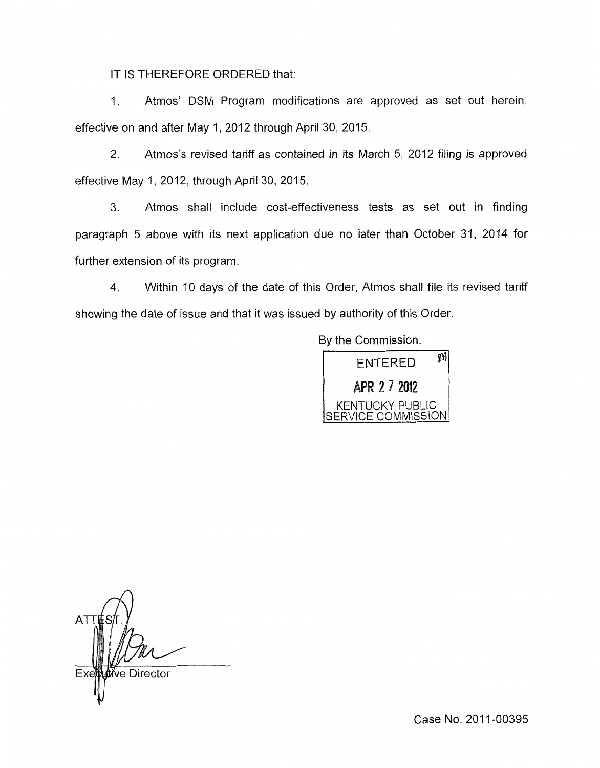IT IS THEREFORE ORDERED that:

1. Atmos' DSM Program modifications are approved as set out herein, effective on and after May 1, 2012 through April 30, 2015.

2. Atmos's revised tariff as contained in its March 5, 2012 filing is approved effective May 1, 2012, through April 30, 2015.

3. Atmos shall include cost-effectiveness tests as set out in finding paragraph 5 above with its next application due no later than October 31, 2014 for further extension of its program.

4. Within 10 days of the date of this Order, Atmos shall file its revised tariff showing the date of issue and that it was issued by authority of this Order.

By the Commission.

ENTERED

APR 27 2012

KENTUCKY PUBLIC SERVICE COMMISSION

ATTEST:

Executive Director

Case No. 2011-00395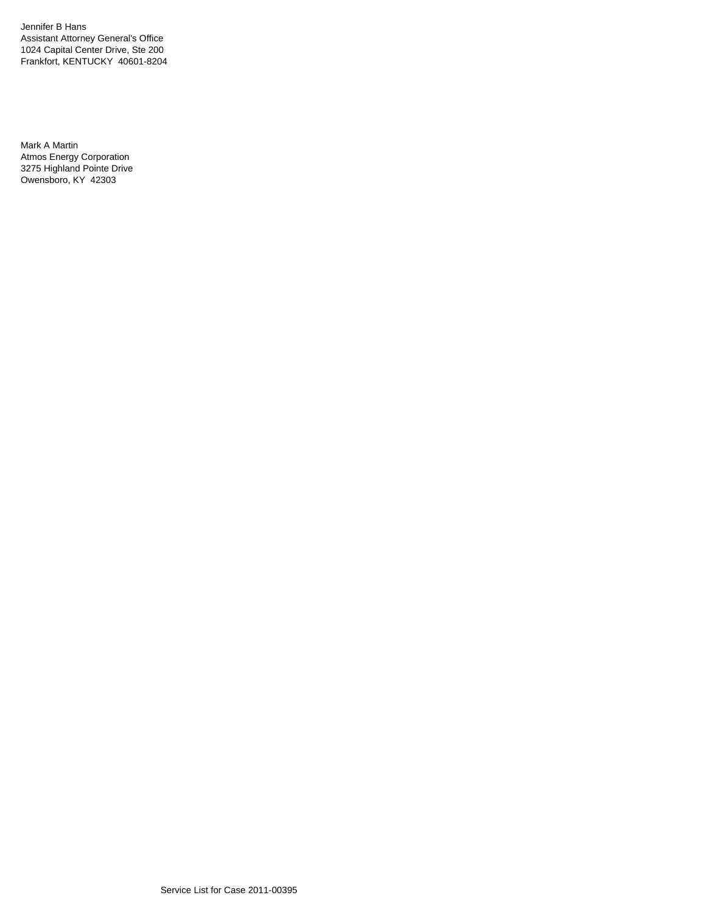Jennifer B Hans
Assistant Attorney General's Office
1024 Capital Center Drive, Ste 200
Frankfort, KENTUCKY 40601-8204

Mark A Martin
Atmos Energy Corporation
3275 Highland Pointe Drive
Owensboro, KY 42303

Service List for Case 2011-00395